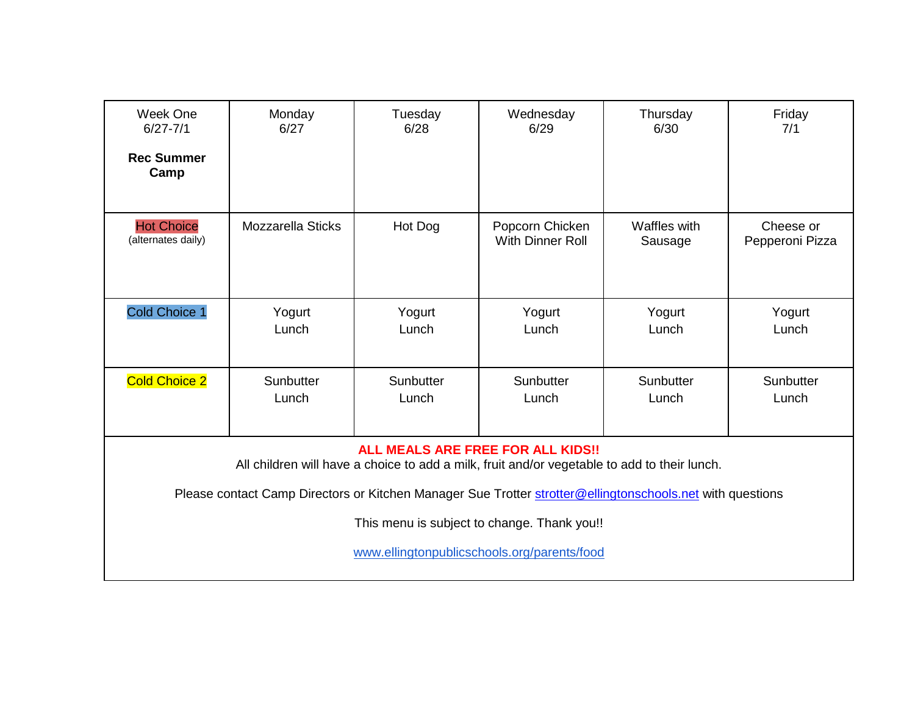| Week One 6/27-7/1 **Rec Summer Camp** | Monday 6/27 | Tuesday 6/28 | Wednesday 6/29 | Thursday 6/30 | Friday 7/1 |
|---|---|---|---|---|---|
| Hot Choice (alternates daily) | Mozzarella Sticks | Hot Dog | Popcorn Chicken With Dinner Roll | Waffles with Sausage | Cheese or Pepperoni Pizza |
| Cold Choice 1 | Yogurt Lunch | Yogurt Lunch | Yogurt Lunch | Yogurt Lunch | Yogurt Lunch |
| Cold Choice 2 | Sunbutter Lunch | Sunbutter Lunch | Sunbutter Lunch | Sunbutter Lunch | Sunbutter Lunch |

**ALL MEALS ARE FREE FOR ALL KIDS!!**
All children will have a choice to add a milk, fruit and/or vegetable to add to their lunch.

Please contact Camp Directors or Kitchen Manager Sue Trotter strotter@ellingtonschools.net with questions

This menu is subject to change. Thank you!!

www.ellingtonpublicschools.org/parents/food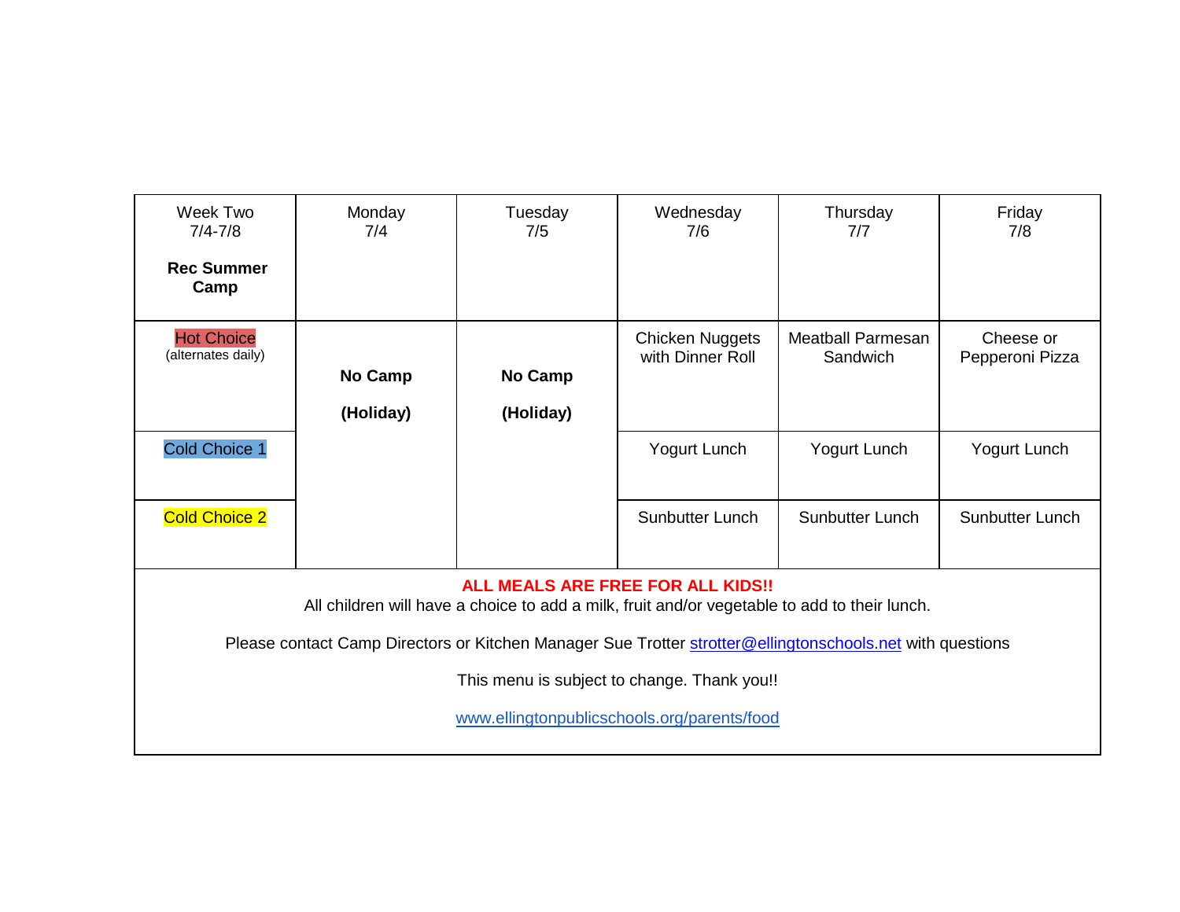| Week Two 7/4-7/8 **Rec Summer Camp** | Monday 7/4 | Tuesday 7/5 | Wednesday 7/6 | Thursday 7/7 | Friday 7/8 |
| --- | --- | --- | --- | --- | --- |
| Hot Choice (alternates daily) | **No Camp** **(Holiday)** | **No Camp** **(Holiday)** | Chicken Nuggets with Dinner Roll | Meatball Parmesan Sandwich | Cheese or Pepperoni Pizza |
| Cold Choice 1 | | | Yogurt Lunch | Yogurt Lunch | Yogurt Lunch |
| Cold Choice 2 | | | Sunbutter Lunch | Sunbutter Lunch | Sunbutter Lunch |

**ALL MEALS ARE FREE FOR ALL KIDS!!**

All children will have a choice to add a milk, fruit and/or vegetable to add to their lunch.

Please contact Camp Directors or Kitchen Manager Sue Trotter strotter@ellingtonschools.net with questions

This menu is subject to change. Thank you!!

www.ellingtonpublicschools.org/parents/food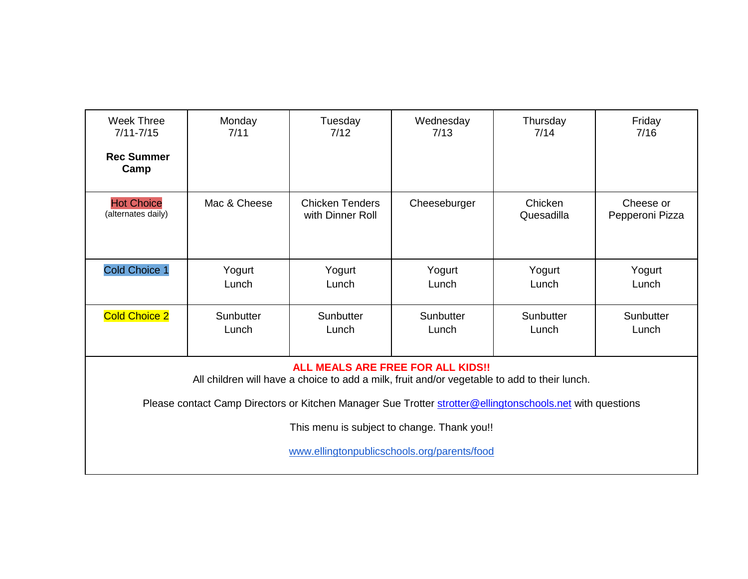| Week Three 7/11-7/15 **Rec Summer Camp** | Monday 7/11 | Tuesday 7/12 | Wednesday 7/13 | Thursday 7/14 | Friday 7/16 |
|---|---|---|---|---|---|
| Hot Choice (alternates daily) | Mac & Cheese | Chicken Tenders with Dinner Roll | Cheeseburger | Chicken Quesadilla | Cheese or Pepperoni Pizza |
| Cold Choice 1 | Yogurt Lunch | Yogurt Lunch | Yogurt Lunch | Yogurt Lunch | Yogurt Lunch |
| Cold Choice 2 | Sunbutter Lunch | Sunbutter Lunch | Sunbutter Lunch | Sunbutter Lunch | Sunbutter Lunch |

**ALL MEALS ARE FREE FOR ALL KIDS!!**
All children will have a choice to add a milk, fruit and/or vegetable to add to their lunch.

Please contact Camp Directors or Kitchen Manager Sue Trotter strotter@ellingtonschools.net with questions

This menu is subject to change. Thank you!!

www.ellingtonpublicschools.org/parents/food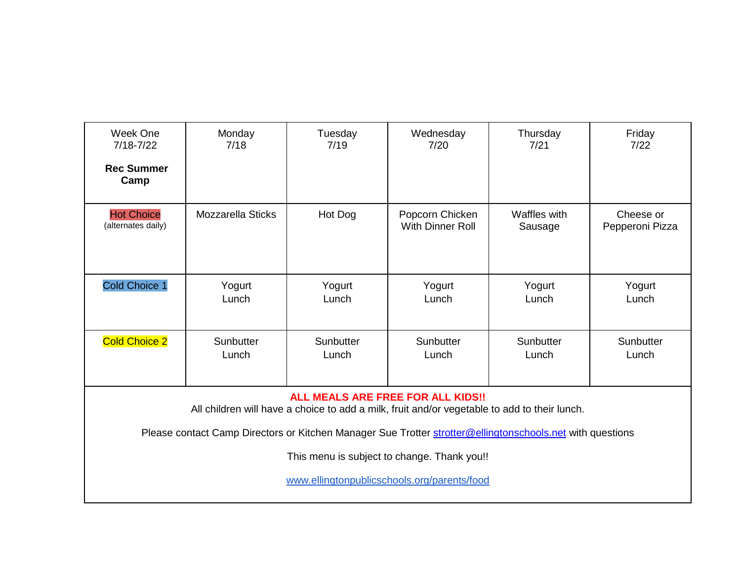| Week One 7/18-7/22 **Rec Summer Camp** | Monday 7/18 | Tuesday 7/19 | Wednesday 7/20 | Thursday 7/21 | Friday 7/22 |
|---|---|---|---|---|---|
| Hot Choice (alternates daily) | Mozzarella Sticks | Hot Dog | Popcorn Chicken With Dinner Roll | Waffles with Sausage | Cheese or Pepperoni Pizza |
| Cold Choice 1 | Yogurt Lunch | Yogurt Lunch | Yogurt Lunch | Yogurt Lunch | Yogurt Lunch |
| Cold Choice 2 | Sunbutter Lunch | Sunbutter Lunch | Sunbutter Lunch | Sunbutter Lunch | Sunbutter Lunch |

**ALL MEALS ARE FREE FOR ALL KIDS!!**

All children will have a choice to add a milk, fruit and/or vegetable to add to their lunch.

Please contact Camp Directors or Kitchen Manager Sue Trotter strotter@ellingtonschools.net with questions

This menu is subject to change. Thank you!!

www.ellingtonpublicschools.org/parents/food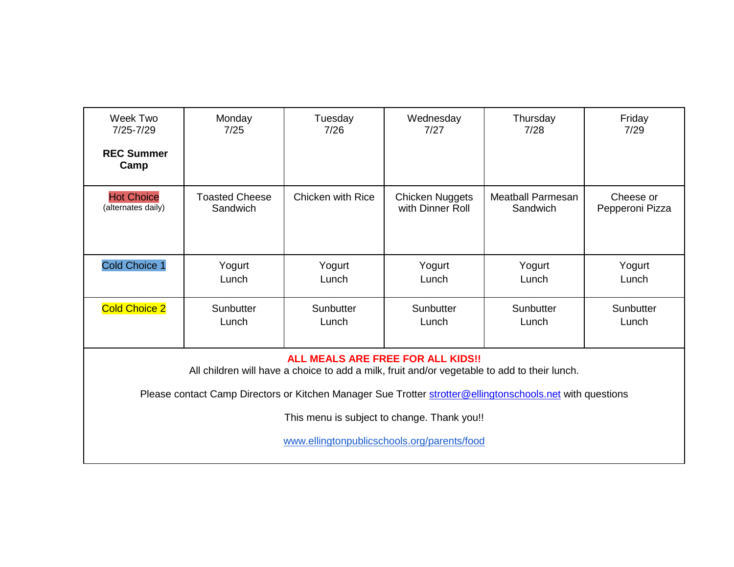| Week Two 7/25-7/29 **REC Summer Camp** | Monday 7/25 | Tuesday 7/26 | Wednesday 7/27 | Thursday 7/28 | Friday 7/29 |
|---|---|---|---|---|---|
| Hot Choice (alternates daily) | Toasted Cheese Sandwich | Chicken with Rice | Chicken Nuggets with Dinner Roll | Meatball Parmesan Sandwich | Cheese or Pepperoni Pizza |
| Cold Choice 1 | Yogurt Lunch | Yogurt Lunch | Yogurt Lunch | Yogurt Lunch | Yogurt Lunch |
| Cold Choice 2 | Sunbutter Lunch | Sunbutter Lunch | Sunbutter Lunch | Sunbutter Lunch | Sunbutter Lunch |

**ALL MEALS ARE FREE FOR ALL KIDS!!**

All children will have a choice to add a milk, fruit and/or vegetable to add to their lunch.

Please contact Camp Directors or Kitchen Manager Sue Trotter strotter@ellingtonschools.net with questions

This menu is subject to change. Thank you!!

www.ellingtonpublicschools.org/parents/food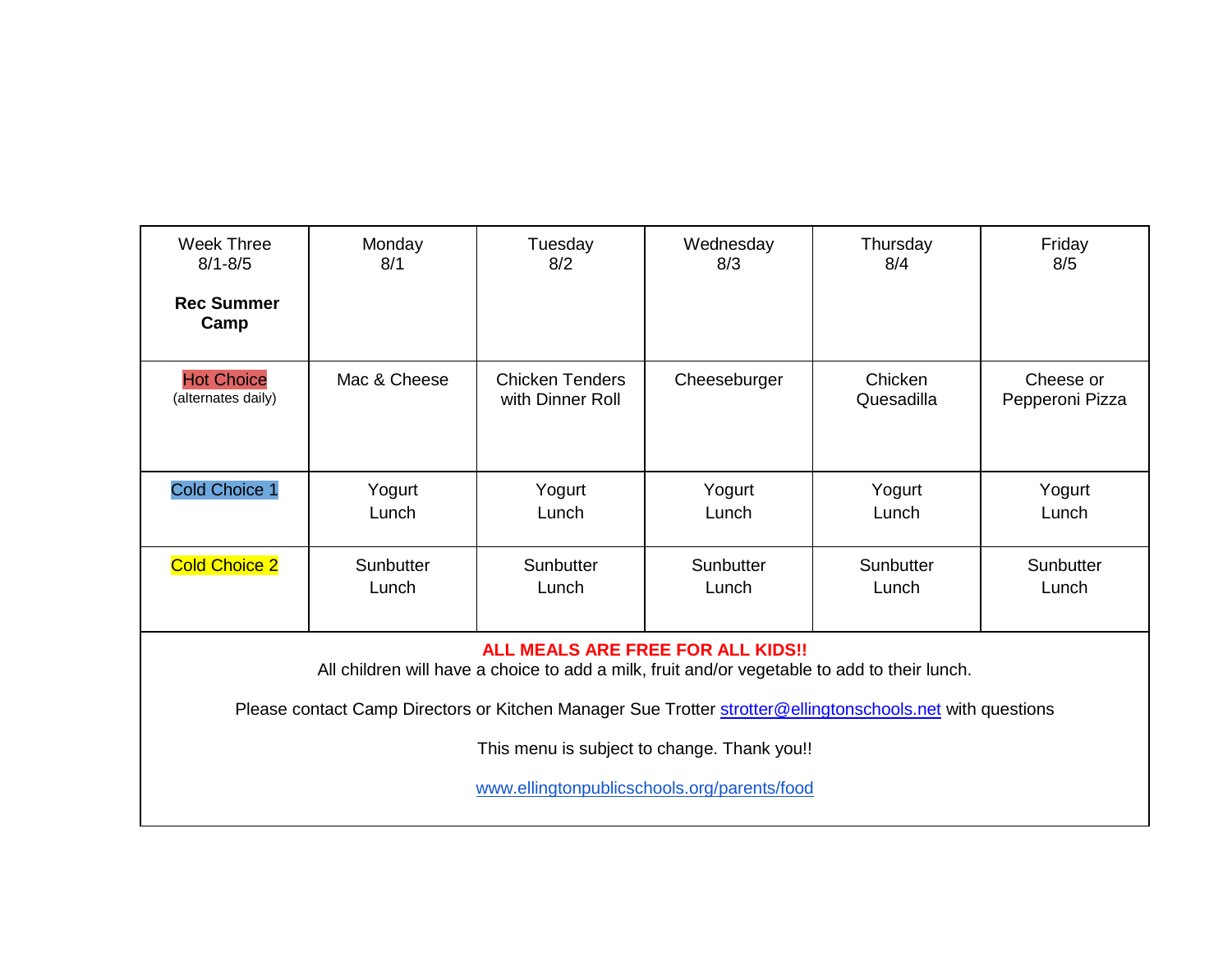| Week Three 8/1-8/5 **Rec Summer Camp** | Monday 8/1 | Tuesday 8/2 | Wednesday 8/3 | Thursday 8/4 | Friday 8/5 |
| --- | --- | --- | --- | --- | --- |
| Hot Choice (alternates daily) | Mac & Cheese | Chicken Tenders with Dinner Roll | Cheeseburger | Chicken Quesadilla | Cheese or Pepperoni Pizza |
| Cold Choice 1 | Yogurt Lunch | Yogurt Lunch | Yogurt Lunch | Yogurt Lunch | Yogurt Lunch |
| Cold Choice 2 | Sunbutter Lunch | Sunbutter Lunch | Sunbutter Lunch | Sunbutter Lunch | Sunbutter Lunch |

**ALL MEALS ARE FREE FOR ALL KIDS!!**

All children will have a choice to add a milk, fruit and/or vegetable to add to their lunch.

Please contact Camp Directors or Kitchen Manager Sue Trotter strotter@ellingtonschools.net with questions

This menu is subject to change. Thank you!!

www.ellingtonpublicschools.org/parents/food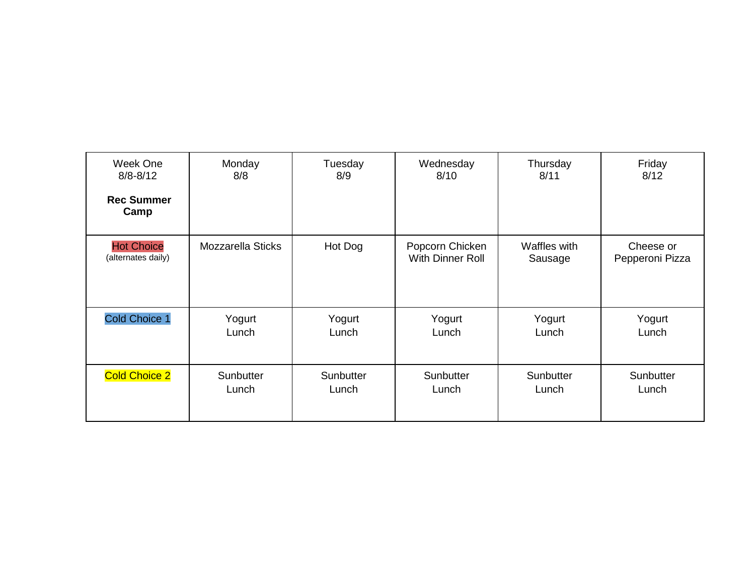| Week One 8/8-8/12 **Rec Summer Camp** | Monday 8/8 | Tuesday 8/9 | Wednesday 8/10 | Thursday 8/11 | Friday 8/12 |
|---|---|---|---|---|---|
| Hot Choice (alternates daily) | Mozzarella Sticks | Hot Dog | Popcorn Chicken With Dinner Roll | Waffles with Sausage | Cheese or Pepperoni Pizza |
| Cold Choice 1 | Yogurt Lunch | Yogurt Lunch | Yogurt Lunch | Yogurt Lunch | Yogurt Lunch |
| Cold Choice 2 | Sunbutter Lunch | Sunbutter Lunch | Sunbutter Lunch | Sunbutter Lunch | Sunbutter Lunch |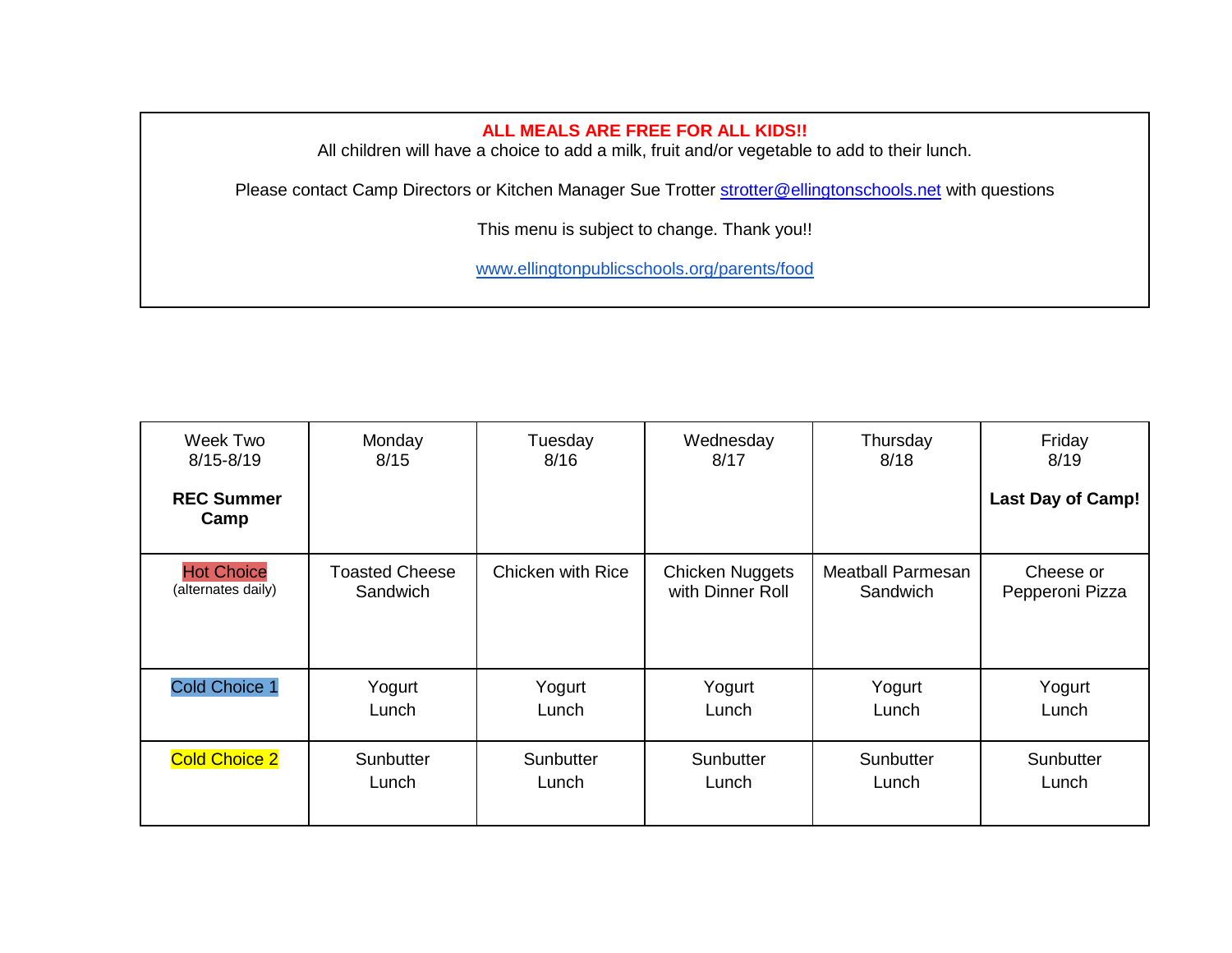**ALL MEALS ARE FREE FOR ALL KIDS!!**

All children will have a choice to add a milk, fruit and/or vegetable to add to their lunch.

Please contact Camp Directors or Kitchen Manager Sue Trotter strotter@ellingtonschools.net with questions

This menu is subject to change. Thank you!!

www.ellingtonpublicschools.org/parents/food

| Week Two 8/15-8/19 **REC Summer Camp** | Monday 8/15 | Tuesday 8/16 | Wednesday 8/17 | Thursday 8/18 | Friday 8/19 **Last Day of Camp!** |
|---|---|---|---|---|---|
| Hot Choice (alternates daily) | Toasted Cheese Sandwich | Chicken with Rice | Chicken Nuggets with Dinner Roll | Meatball Parmesan Sandwich | Cheese or Pepperoni Pizza |
| Cold Choice 1 | Yogurt Lunch | Yogurt Lunch | Yogurt Lunch | Yogurt Lunch | Yogurt Lunch |
| Cold Choice 2 | Sunbutter Lunch | Sunbutter Lunch | Sunbutter Lunch | Sunbutter Lunch | Sunbutter Lunch |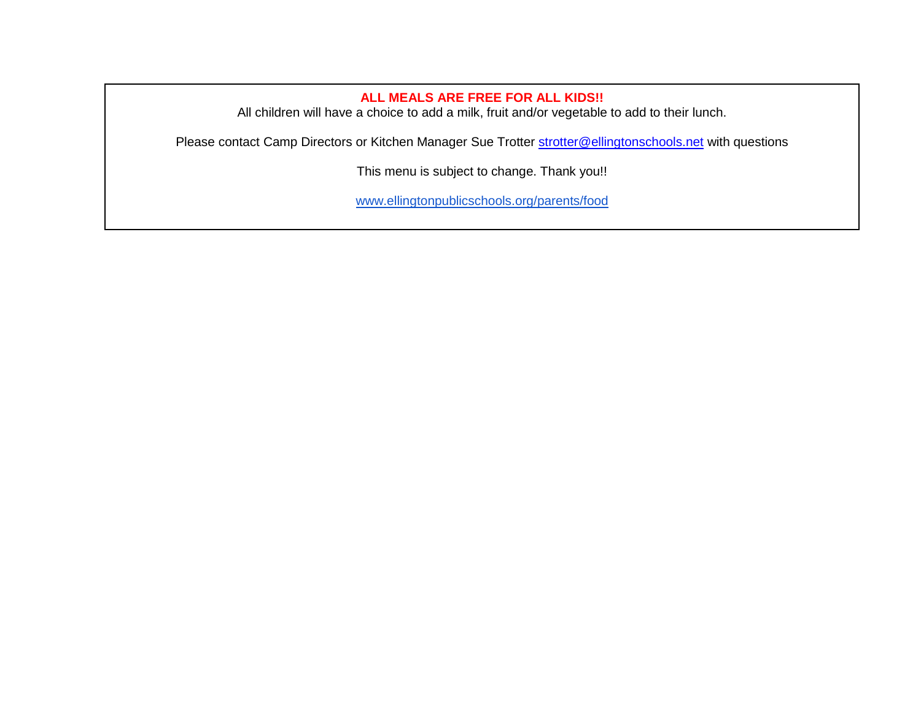**ALL MEALS ARE FREE FOR ALL KIDS!!**

All children will have a choice to add a milk, fruit and/or vegetable to add to their lunch.

Please contact Camp Directors or Kitchen Manager Sue Trotter strotter@ellingtonschools.net with questions

This menu is subject to change. Thank you!!

www.ellingtonpublicschools.org/parents/food